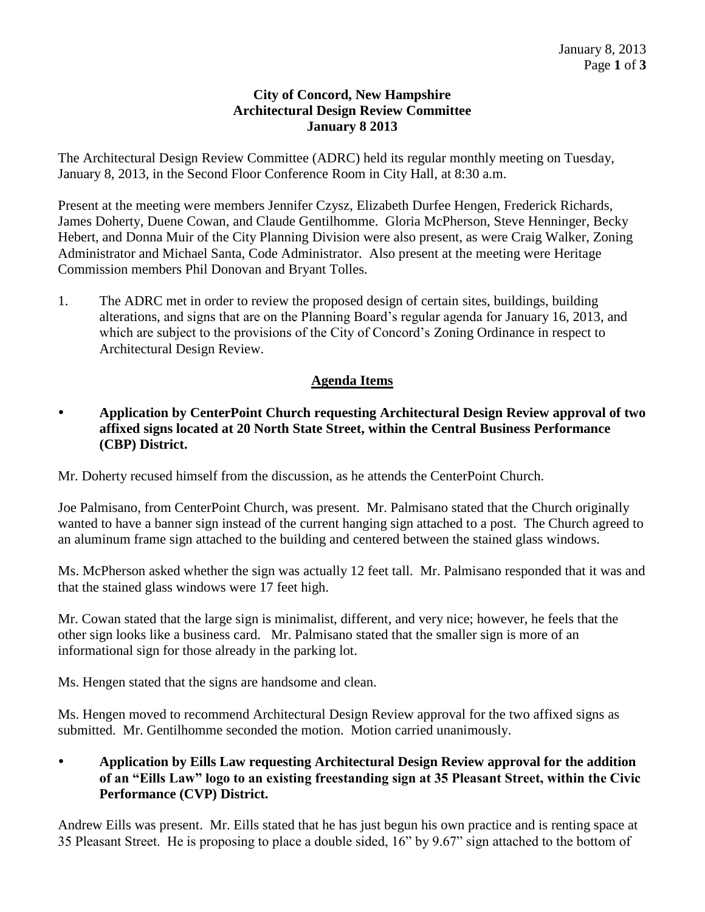**City of Concord, New Hampshire**
**Architectural Design Review Committee**
**January 8 2013**

The Architectural Design Review Committee (ADRC) held its regular monthly meeting on Tuesday, January 8, 2013, in the Second Floor Conference Room in City Hall, at 8:30 a.m.

Present at the meeting were members Jennifer Czysz, Elizabeth Durfee Hengen, Frederick Richards, James Doherty, Duene Cowan, and Claude Gentilhomme. Gloria McPherson, Steve Henninger, Becky Hebert, and Donna Muir of the City Planning Division were also present, as were Craig Walker, Zoning Administrator and Michael Santa, Code Administrator. Also present at the meeting were Heritage Commission members Phil Donovan and Bryant Tolles.

1. The ADRC met in order to review the proposed design of certain sites, buildings, building alterations, and signs that are on the Planning Board's regular agenda for January 16, 2013, and which are subject to the provisions of the City of Concord's Zoning Ordinance in respect to Architectural Design Review.

**Agenda Items**

- **Application by CenterPoint Church requesting Architectural Design Review approval of two affixed signs located at 20 North State Street, within the Central Business Performance (CBP) District.**

Mr. Doherty recused himself from the discussion, as he attends the CenterPoint Church.

Joe Palmisano, from CenterPoint Church, was present. Mr. Palmisano stated that the Church originally wanted to have a banner sign instead of the current hanging sign attached to a post. The Church agreed to an aluminum frame sign attached to the building and centered between the stained glass windows.

Ms. McPherson asked whether the sign was actually 12 feet tall. Mr. Palmisano responded that it was and that the stained glass windows were 17 feet high.

Mr. Cowan stated that the large sign is minimalist, different, and very nice; however, he feels that the other sign looks like a business card. Mr. Palmisano stated that the smaller sign is more of an informational sign for those already in the parking lot.

Ms. Hengen stated that the signs are handsome and clean.

Ms. Hengen moved to recommend Architectural Design Review approval for the two affixed signs as submitted. Mr. Gentilhomme seconded the motion. Motion carried unanimously.

- **Application by Eills Law requesting Architectural Design Review approval for the addition of an "Eills Law" logo to an existing freestanding sign at 35 Pleasant Street, within the Civic Performance (CVP) District.**

Andrew Eills was present. Mr. Eills stated that he has just begun his own practice and is renting space at 35 Pleasant Street. He is proposing to place a double sided, 16" by 9.67" sign attached to the bottom of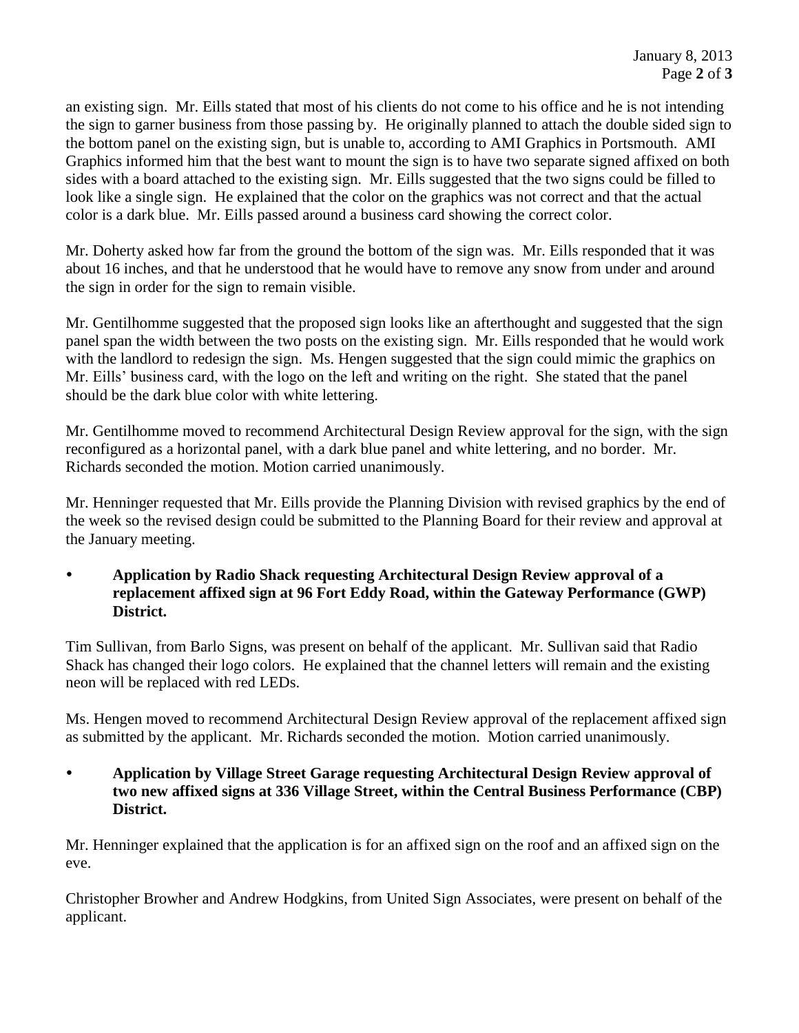an existing sign. Mr. Eills stated that most of his clients do not come to his office and he is not intending the sign to garner business from those passing by. He originally planned to attach the double sided sign to the bottom panel on the existing sign, but is unable to, according to AMI Graphics in Portsmouth. AMI Graphics informed him that the best want to mount the sign is to have two separate signed affixed on both sides with a board attached to the existing sign. Mr. Eills suggested that the two signs could be filled to look like a single sign. He explained that the color on the graphics was not correct and that the actual color is a dark blue. Mr. Eills passed around a business card showing the correct color.

Mr. Doherty asked how far from the ground the bottom of the sign was. Mr. Eills responded that it was about 16 inches, and that he understood that he would have to remove any snow from under and around the sign in order for the sign to remain visible.

Mr. Gentilhomme suggested that the proposed sign looks like an afterthought and suggested that the sign panel span the width between the two posts on the existing sign. Mr. Eills responded that he would work with the landlord to redesign the sign. Ms. Hengen suggested that the sign could mimic the graphics on Mr. Eills' business card, with the logo on the left and writing on the right. She stated that the panel should be the dark blue color with white lettering.

Mr. Gentilhomme moved to recommend Architectural Design Review approval for the sign, with the sign reconfigured as a horizontal panel, with a dark blue panel and white lettering, and no border. Mr. Richards seconded the motion. Motion carried unanimously.

Mr. Henninger requested that Mr. Eills provide the Planning Division with revised graphics by the end of the week so the revised design could be submitted to the Planning Board for their review and approval at the January meeting.

- **Application by Radio Shack requesting Architectural Design Review approval of a replacement affixed sign at 96 Fort Eddy Road, within the Gateway Performance (GWP) District.**

Tim Sullivan, from Barlo Signs, was present on behalf of the applicant. Mr. Sullivan said that Radio Shack has changed their logo colors. He explained that the channel letters will remain and the existing neon will be replaced with red LEDs.

Ms. Hengen moved to recommend Architectural Design Review approval of the replacement affixed sign as submitted by the applicant. Mr. Richards seconded the motion. Motion carried unanimously.

- **Application by Village Street Garage requesting Architectural Design Review approval of two new affixed signs at 336 Village Street, within the Central Business Performance (CBP) District.**

Mr. Henninger explained that the application is for an affixed sign on the roof and an affixed sign on the eve.

Christopher Browher and Andrew Hodgkins, from United Sign Associates, were present on behalf of the applicant.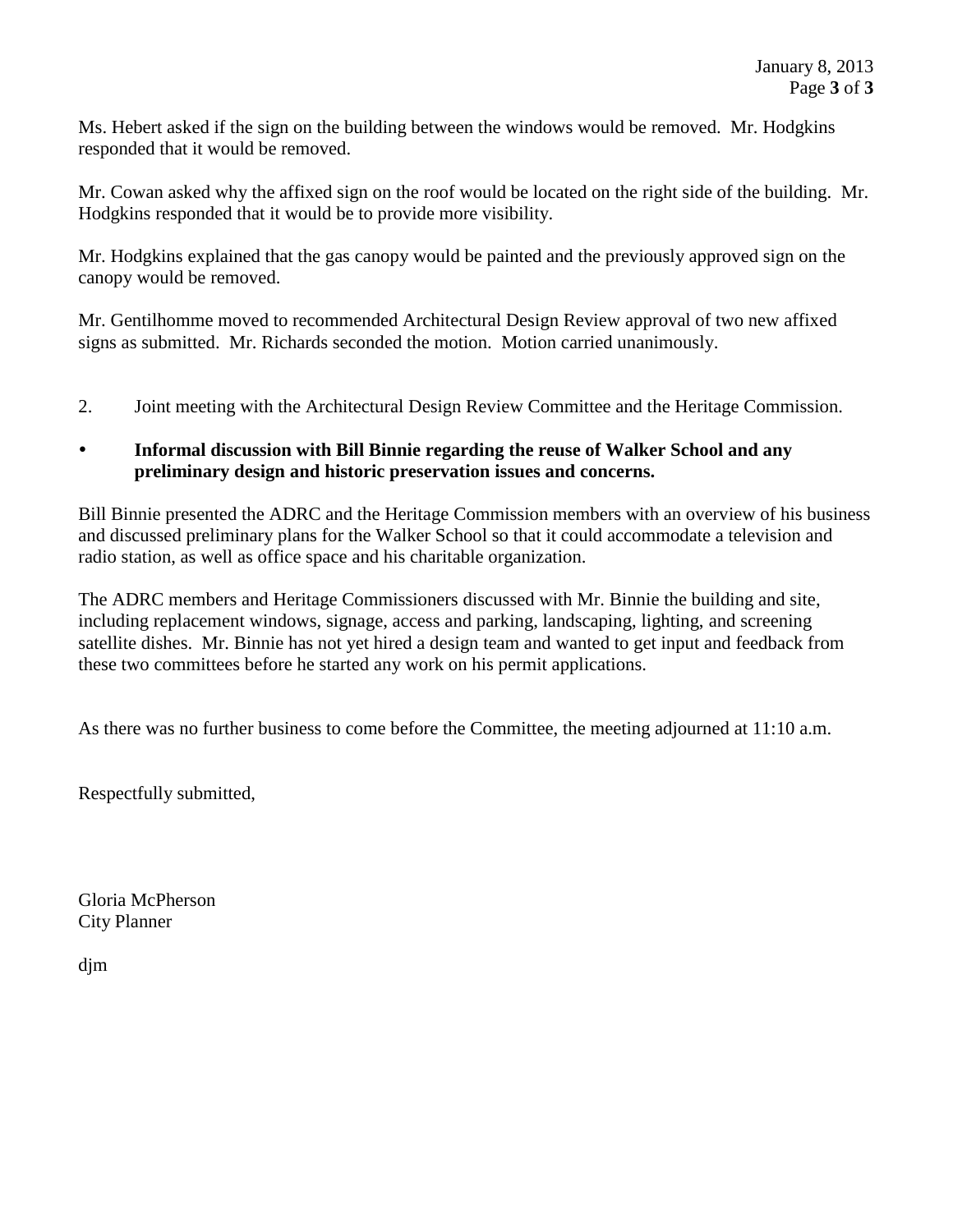Ms. Hebert asked if the sign on the building between the windows would be removed. Mr. Hodgkins responded that it would be removed.

Mr. Cowan asked why the affixed sign on the roof would be located on the right side of the building. Mr. Hodgkins responded that it would be to provide more visibility.

Mr. Hodgkins explained that the gas canopy would be painted and the previously approved sign on the canopy would be removed.

Mr. Gentilhomme moved to recommended Architectural Design Review approval of two new affixed signs as submitted. Mr. Richards seconded the motion. Motion carried unanimously.

2. Joint meeting with the Architectural Design Review Committee and the Heritage Commission.

- **Informal discussion with Bill Binnie regarding the reuse of Walker School and any preliminary design and historic preservation issues and concerns.**

Bill Binnie presented the ADRC and the Heritage Commission members with an overview of his business and discussed preliminary plans for the Walker School so that it could accommodate a television and radio station, as well as office space and his charitable organization.

The ADRC members and Heritage Commissioners discussed with Mr. Binnie the building and site, including replacement windows, signage, access and parking, landscaping, lighting, and screening satellite dishes. Mr. Binnie has not yet hired a design team and wanted to get input and feedback from these two committees before he started any work on his permit applications.

As there was no further business to come before the Committee, the meeting adjourned at 11:10 a.m.

Respectfully submitted,

Gloria McPherson
City Planner

djm